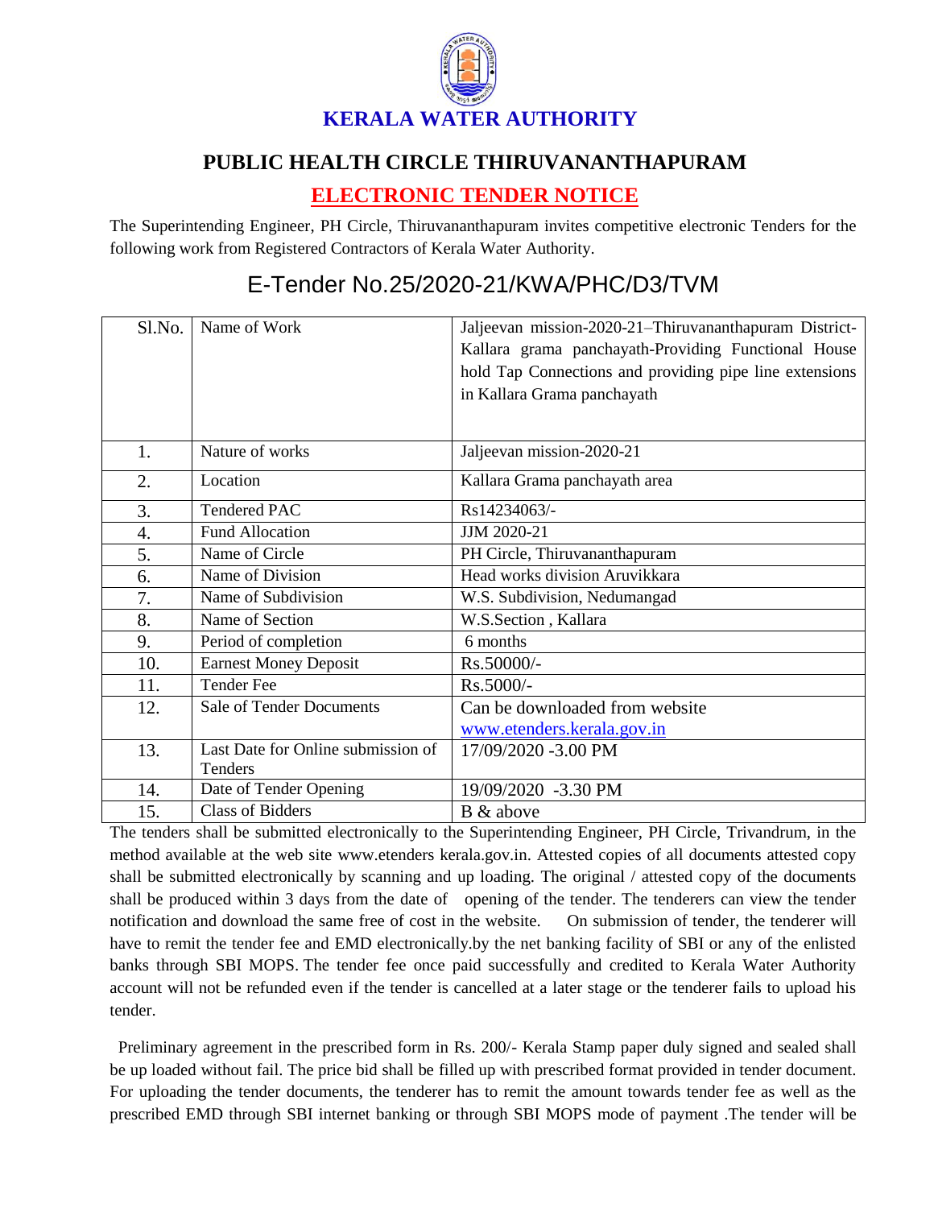# KERALA WATER AUTHORITY

## PUBLIC HEALTH CIRCLE THIRUVANANTHAPURAM

## ELECTRONIC TENDER NOTICE

The Superintending Engineer, PH Circle, Thiruvananthapuram invites competitive electronic Tenders for the following work from Registered Contractors of Kerala Water Authority.

## E-Tender No.25/2020-21/KWA/PHC/D3/TVM

| Sl.No. | Name of Work | Jaljeevan mission-2020-21–Thiruvananthapuram District-Kallara grama panchayath-Providing Functional House hold Tap Connections and providing pipe line extensions in Kallara Grama panchayath |
|---|---|---|
| 1. | Nature of works | Jaljeevan mission-2020-21 |
| 2. | Location | Kallara Grama panchayath area |
| 3. | Tendered PAC | Rs14234063/- |
| 4. | Fund Allocation | JJM 2020-21 |
| 5. | Name of Circle | PH Circle, Thiruvananthapuram |
| 6. | Name of Division | Head works division Aruvikkara |
| 7. | Name of Subdivision | W.S. Subdivision, Nedumangad |
| 8. | Name of Section | W.S.Section , Kallara |
| 9. | Period of completion | 6 months |
| 10. | Earnest Money Deposit | Rs.50000/- |
| 11. | Tender Fee | Rs.5000/- |
| 12. | Sale of Tender Documents | Can be downloaded from website www.etenders.kerala.gov.in |
| 13. | Last Date for Online submission of Tenders | 17/09/2020 -3.00 PM |
| 14. | Date of Tender Opening | 19/09/2020 -3.30 PM |
| 15. | Class of Bidders | B & above |

The tenders shall be submitted electronically to the Superintending Engineer, PH Circle, Trivandrum, in the method available at the web site www.etenders kerala.gov.in. Attested copies of all documents attested copy shall be submitted electronically by scanning and up loading. The original / attested copy of the documents shall be produced within 3 days from the date of opening of the tender. The tenderers can view the tender notification and download the same free of cost in the website. On submission of tender, the tenderer will have to remit the tender fee and EMD electronically.by the net banking facility of SBI or any of the enlisted banks through SBI MOPS. The tender fee once paid successfully and credited to Kerala Water Authority account will not be refunded even if the tender is cancelled at a later stage or the tenderer fails to upload his tender.

Preliminary agreement in the prescribed form in Rs. 200/- Kerala Stamp paper duly signed and sealed shall be up loaded without fail. The price bid shall be filled up with prescribed format provided in tender document. For uploading the tender documents, the tenderer has to remit the amount towards tender fee as well as the prescribed EMD through SBI internet banking or through SBI MOPS mode of payment .The tender will be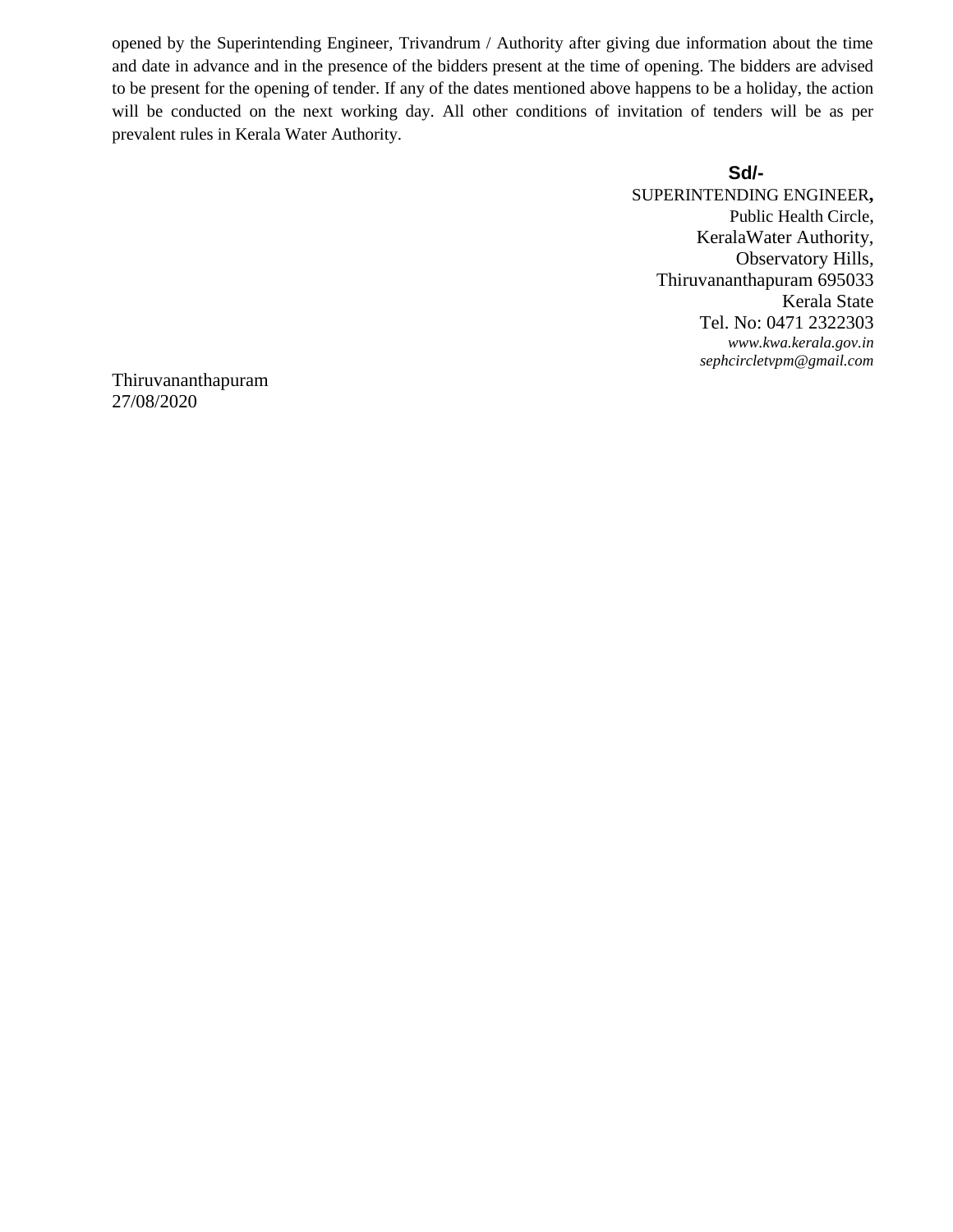opened by the Superintending Engineer, Trivandrum / Authority after giving due information about the time and date in advance and in the presence of the bidders present at the time of opening. The bidders are advised to be present for the opening of tender. If any of the dates mentioned above happens to be a holiday, the action will be conducted on the next working day. All other conditions of invitation of tenders will be as per prevalent rules in Kerala Water Authority.

**Sd/-**

SUPERINTENDING ENGINEER**,**
Public Health Circle,
KeralaWater Authority,
Observatory Hills,
Thiruvananthapuram 695033
Kerala State
Tel. No: 0471 2322303
*www.kwa.kerala.gov.in*
*sephcircletvpm@gmail.com*

Thiruvananthapuram
27/08/2020